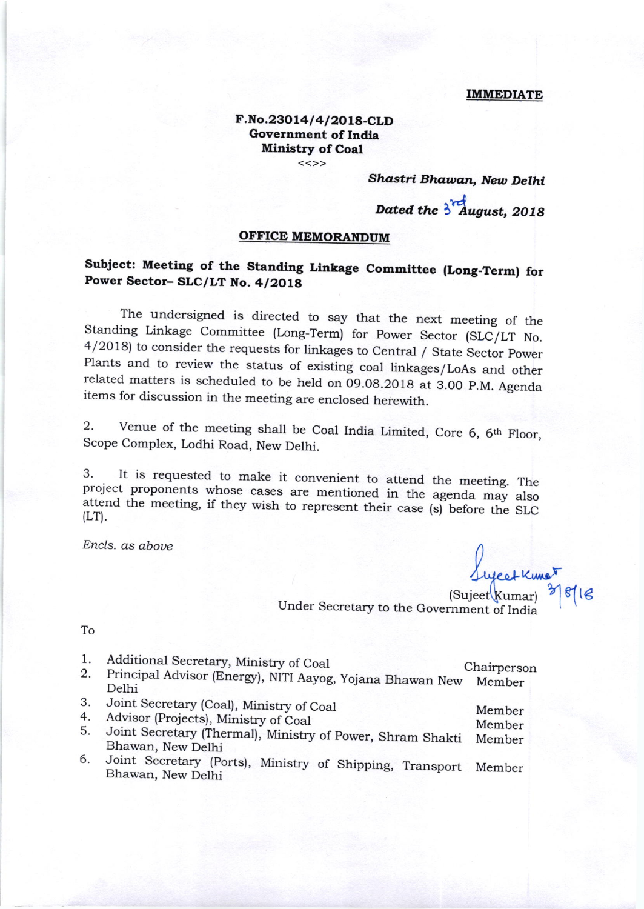**IMMEDIATE**

**F.No.23014/4/2018-CLD**
**Government of India**
**Ministry of Coal**
<<>>

***Shastri Bhawan, New Delhi***

***Dated the 3rd August, 2018***

## OFFICE MEMORANDUM

**Subject: Meeting of the Standing Linkage Committee (Long-Term) for Power Sector– SLC/LT No. 4/2018**

The undersigned is directed to say that the next meeting of the Standing Linkage Committee (Long-Term) for Power Sector (SLC/LT No. 4/2018) to consider the requests for linkages to Central / State Sector Power Plants and to review the status of existing coal linkages/LoAs and other related matters is scheduled to be held on 09.08.2018 at 3.00 P.M. Agenda items for discussion in the meeting are enclosed herewith.

2. Venue of the meeting shall be Coal India Limited, Core 6, 6th Floor, Scope Complex, Lodhi Road, New Delhi.

3. It is requested to make it convenient to attend the meeting. The project proponents whose cases are mentioned in the agenda may also attend the meeting, if they wish to represent their case (s) before the SLC (LT).

*Encls. as above*

Sujeet Kumar 3/8/18
(Sujeet Kumar)
Under Secretary to the Government of India

To

| | | |
|---|---|---|
| 1. | Additional Secretary, Ministry of Coal | Chairperson |
| 2. | Principal Advisor (Energy), NITI Aayog, Yojana Bhawan New Delhi | Member |
| 3. | Joint Secretary (Coal), Ministry of Coal | Member |
| 4. | Advisor (Projects), Ministry of Coal | Member |
| 5. | Joint Secretary (Thermal), Ministry of Power, Shram Shakti Bhawan, New Delhi | Member |
| 6. | Joint Secretary (Ports), Ministry of Shipping, Transport Bhawan, New Delhi | Member |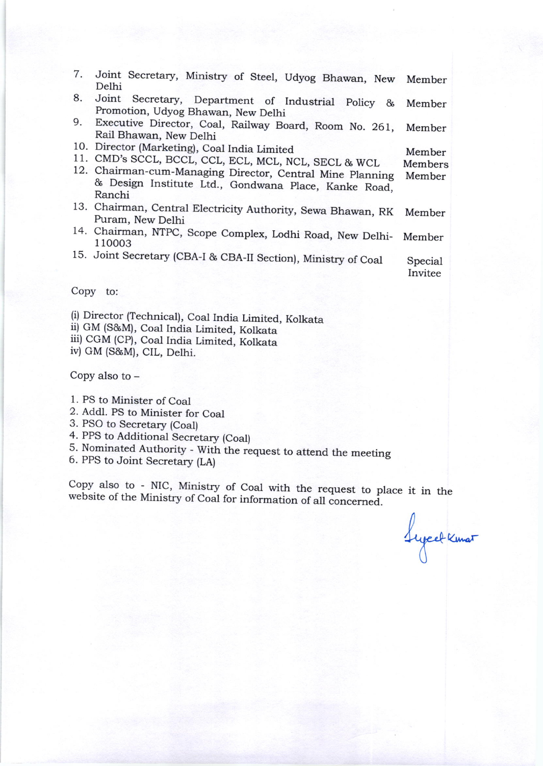| | | |
|---|---|---|
| 7. | Joint Secretary, Ministry of Steel, Udyog Bhawan, New Delhi | Member |
| 8. | Joint Secretary, Department of Industrial Policy & Promotion, Udyog Bhawan, New Delhi | Member |
| 9. | Executive Director, Coal, Railway Board, Room No. 261, Rail Bhawan, New Delhi | Member |
| 10. | Director (Marketing), Coal India Limited | Member |
| 11. | CMD's SCCL, BCCL, CCL, ECL, MCL, NCL, SECL & WCL | Members |
| 12. | Chairman-cum-Managing Director, Central Mine Planning & Design Institute Ltd., Gondwana Place, Kanke Road, Ranchi | Member |
| 13. | Chairman, Central Electricity Authority, Sewa Bhawan, RK Puram, New Delhi | Member |
| 14. | Chairman, NTPC, Scope Complex, Lodhi Road, New Delhi-110003 | Member |
| 15. | Joint Secretary (CBA-I & CBA-II Section), Ministry of Coal | Special Invitee |

Copy to:

(i) Director (Technical), Coal India Limited, Kolkata
ii) GM (S&M), Coal India Limited, Kolkata
iii) CGM (CP), Coal India Limited, Kolkata
iv) GM (S&M), CIL, Delhi.

Copy also to –

1. PS to Minister of Coal
2. Addl. PS to Minister for Coal
3. PSO to Secretary (Coal)
4. PPS to Additional Secretary (Coal)
5. Nominated Authority - With the request to attend the meeting
6. PPS to Joint Secretary (LA)

Copy also to - NIC, Ministry of Coal with the request to place it in the website of the Ministry of Coal for information of all concerned.

Sujeet Kumar